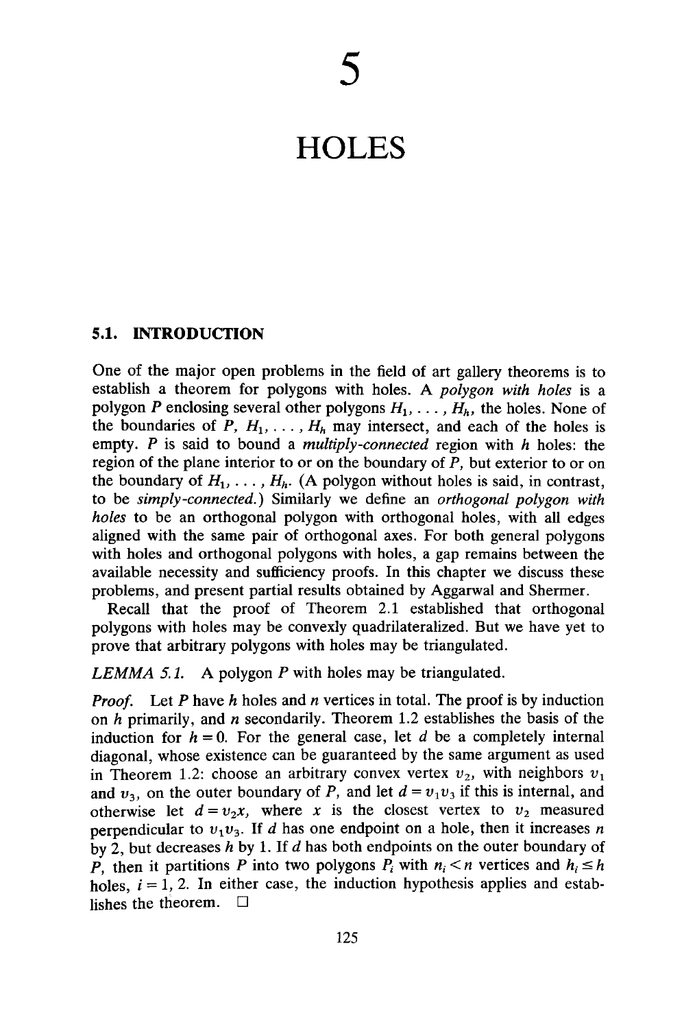# 5

# HOLES

## 5.1. INTRODUCTION

One of the major open problems in the field of art gallery theorems is to establish a theorem for polygons with holes. A *polygon with holes* is a polygon $P$ enclosing several other polygons $H_1, \ldots, H_h$, the holes. None of the boundaries of $P, H_1, \ldots, H_h$ may intersect, and each of the holes is empty. $P$ is said to bound a *multiply-connected* region with $h$ holes: the region of the plane interior to or on the boundary of $P$, but exterior to or on the boundary of $H_1, \ldots, H_h$. (A polygon without holes is said, in contrast, to be *simply-connected.*) Similarly we define an *orthogonal polygon with holes* to be an orthogonal polygon with orthogonal holes, with all edges aligned with the same pair of orthogonal axes. For both general polygons with holes and orthogonal polygons with holes, a gap remains between the available necessity and sufficiency proofs. In this chapter we discuss these problems, and present partial results obtained by Aggarwal and Shermer.

Recall that the proof of Theorem 2.1 established that orthogonal polygons with holes may be convexly quadrilateralized. But we have yet to prove that arbitrary polygons with holes may be triangulated.

*LEMMA 5.1.* A polygon $P$ with holes may be triangulated.

*Proof.* Let $P$ have $h$ holes and $n$ vertices in total. The proof is by induction on $h$ primarily, and $n$ secondarily. Theorem 1.2 establishes the basis of the induction for $h = 0$. For the general case, let $d$ be a completely internal diagonal, whose existence can be guaranteed by the same argument as used in Theorem 1.2: choose an arbitrary convex vertex $v_2$, with neighbors $v_1$ and $v_3$, on the outer boundary of $P$, and let $d = v_1v_3$ if this is internal, and otherwise let $d = v_2x$, where $x$ is the closest vertex to $v_2$ measured perpendicular to $v_1v_3$. If $d$ has one endpoint on a hole, then it increases $n$ by 2, but decreases $h$ by 1. If $d$ has both endpoints on the outer boundary of $P$, then it partitions $P$ into two polygons $P_i$ with $n_i < n$ vertices and $h_i \leq h$ holes, $i = 1, 2$. In either case, the induction hypothesis applies and establishes the theorem. □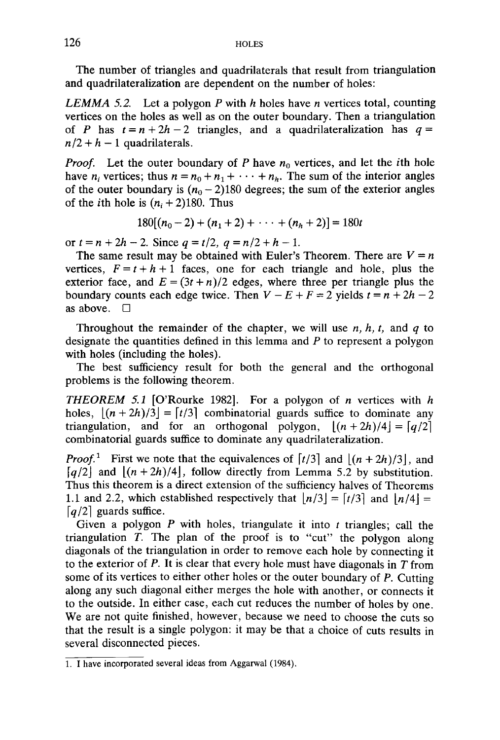The number of triangles and quadrilaterals that result from triangulation and quadrilateralization are dependent on the number of holes:

*LEMMA 5.2.* Let a polygon $P$ with $h$ holes have $n$ vertices total, counting vertices on the holes as well as on the outer boundary. Then a triangulation of $P$ has $t = n + 2h - 2$ triangles, and a quadrilateralization has $q = n/2 + h - 1$ quadrilaterals.

*Proof.* Let the outer boundary of $P$ have $n_0$ vertices, and let the $i$th hole have $n_i$ vertices; thus $n = n_0 + n_1 + \cdots + n_h$. The sum of the interior angles of the outer boundary is $(n_0 - 2)180$ degrees; the sum of the exterior angles of the $i$th hole is $(n_i + 2)180$. Thus

$$180[(n_0 - 2) + (n_1 + 2) + \cdots + (n_h + 2)] = 180t$$

or $t = n + 2h - 2$. Since $q = t/2$, $q = n/2 + h - 1$.

The same result may be obtained with Euler's Theorem. There are $V = n$ vertices, $F = t + h + 1$ faces, one for each triangle and hole, plus the exterior face, and $E = (3t + n)/2$ edges, where three per triangle plus the boundary counts each edge twice. Then $V - E + F = 2$ yields $t = n + 2h - 2$ as above. □

Throughout the remainder of the chapter, we will use $n$, $h$, $t$, and $q$ to designate the quantities defined in this lemma and $P$ to represent a polygon with holes (including the holes).

The best sufficiency result for both the general and the orthogonal problems is the following theorem.

*THEOREM 5.1* [O'Rourke 1982]. For a polygon of $n$ vertices with $h$ holes, $\lfloor (n + 2h)/3 \rfloor = \lceil t/3 \rceil$ combinatorial guards suffice to dominate any triangulation, and for an orthogonal polygon, $\lfloor (n + 2h)/4 \rfloor = \lceil q/2 \rceil$ combinatorial guards suffice to dominate any quadrilateralization.

*Proof.*[1] First we note that the equivalences of $\lceil t/3 \rceil$ and $\lfloor (n + 2h)/3 \rfloor$, and $\lceil q/2 \rceil$ and $\lfloor (n + 2h)/4 \rfloor$, follow directly from Lemma 5.2 by substitution. Thus this theorem is a direct extension of the sufficiency halves of Theorems 1.1 and 2.2, which established respectively that $\lfloor n/3 \rfloor = \lceil t/3 \rceil$ and $\lfloor n/4 \rfloor = \lceil q/2 \rceil$ guards suffice.

Given a polygon $P$ with holes, triangulate it into $t$ triangles; call the triangulation $T$. The plan of the proof is to "cut" the polygon along diagonals of the triangulation in order to remove each hole by connecting it to the exterior of $P$. It is clear that every hole must have diagonals in $T$ from some of its vertices to either other holes or the outer boundary of $P$. Cutting along any such diagonal either merges the hole with another, or connects it to the outside. In either case, each cut reduces the number of holes by one. We are not quite finished, however, because we need to choose the cuts so that the result is a single polygon: it may be that a choice of cuts results in several disconnected pieces.

---

1. I have incorporated several ideas from Aggarwal (1984).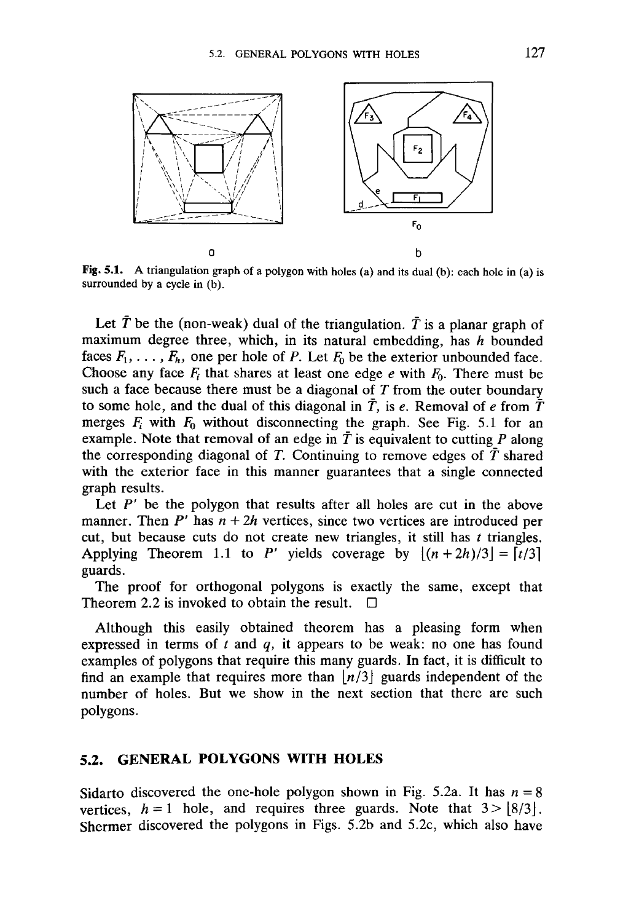Fig. 5.1. A triangulation graph of a polygon with holes (a) and its dual (b): each hole in (a) is surrounded by a cycle in (b).

Let $\bar{T}$ be the (non-weak) dual of the triangulation. $\bar{T}$ is a planar graph of maximum degree three, which, in its natural embedding, has $h$ bounded faces $F_1, \ldots, F_h$, one per hole of $P$. Let $F_0$ be the exterior unbounded face. Choose any face $F_i$ that shares at least one edge $e$ with $F_0$. There must be such a face because there must be a diagonal of $T$ from the outer boundary to some hole, and the dual of this diagonal in $\bar{T}$, is $e$. Removal of $e$ from $\bar{T}$ merges $F_i$ with $F_0$ without disconnecting the graph. See Fig. 5.1 for an example. Note that removal of an edge in $\bar{T}$ is equivalent to cutting $P$ along the corresponding diagonal of $T$. Continuing to remove edges of $\bar{T}$ shared with the exterior face in this manner guarantees that a single connected graph results.

Let $P'$ be the polygon that results after all holes are cut in the above manner. Then $P'$ has $n + 2h$ vertices, since two vertices are introduced per cut, but because cuts do not create new triangles, it still has $t$ triangles. Applying Theorem 1.1 to $P'$ yields coverage by $\lfloor (n + 2h)/3 \rfloor = \lceil t/3 \rceil$ guards.

The proof for orthogonal polygons is exactly the same, except that Theorem 2.2 is invoked to obtain the result. □

Although this easily obtained theorem has a pleasing form when expressed in terms of $t$ and $q$, it appears to be weak: no one has found examples of polygons that require this many guards. In fact, it is difficult to find an example that requires more than $\lfloor n/3 \rfloor$ guards independent of the number of holes. But we show in the next section that there are such polygons.

## 5.2. GENERAL POLYGONS WITH HOLES

Sidarto discovered the one-hole polygon shown in Fig. 5.2a. It has $n = 8$ vertices, $h = 1$ hole, and requires three guards. Note that $3 > \lfloor 8/3 \rfloor$. Shermer discovered the polygons in Figs. 5.2b and 5.2c, which also have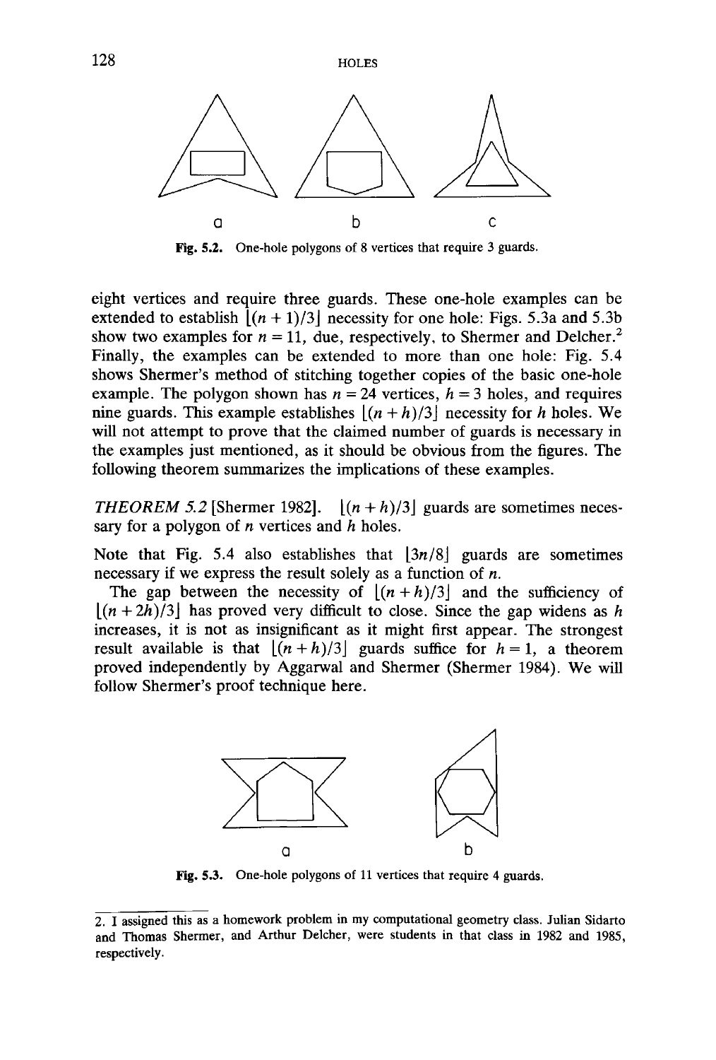Fig. 5.2. One-hole polygons of 8 vertices that require 3 guards.

eight vertices and require three guards. These one-hole examples can be extended to establish $\lfloor (n+1)/3 \rfloor$ necessity for one hole: Figs. 5.3a and 5.3b show two examples for $n = 11$, due, respectively, to Shermer and Delcher.[2] Finally, the examples can be extended to more than one hole: Fig. 5.4 shows Shermer's method of stitching together copies of the basic one-hole example. The polygon shown has $n = 24$ vertices, $h = 3$ holes, and requires nine guards. This example establishes $\lfloor (n+h)/3 \rfloor$ necessity for $h$ holes. We will not attempt to prove that the claimed number of guards is necessary in the examples just mentioned, as it should be obvious from the figures. The following theorem summarizes the implications of these examples.

*THEOREM 5.2* [Shermer 1982]. $\lfloor (n+h)/3 \rfloor$ guards are sometimes necessary for a polygon of $n$ vertices and $h$ holes.

Note that Fig. 5.4 also establishes that $\lfloor 3n/8 \rfloor$ guards are sometimes necessary if we express the result solely as a function of $n$.

The gap between the necessity of $\lfloor (n+h)/3 \rfloor$ and the sufficiency of $\lfloor (n+2h)/3 \rfloor$ has proved very difficult to close. Since the gap widens as $h$ increases, it is not as insignificant as it might first appear. The strongest result available is that $\lfloor (n+h)/3 \rfloor$ guards suffice for $h = 1$, a theorem proved independently by Aggarwal and Shermer (Shermer 1984). We will follow Shermer's proof technique here.

Fig. 5.3. One-hole polygons of 11 vertices that require 4 guards.

2. I assigned this as a homework problem in my computational geometry class. Julian Sidarto and Thomas Shermer, and Arthur Delcher, were students in that class in 1982 and 1985, respectively.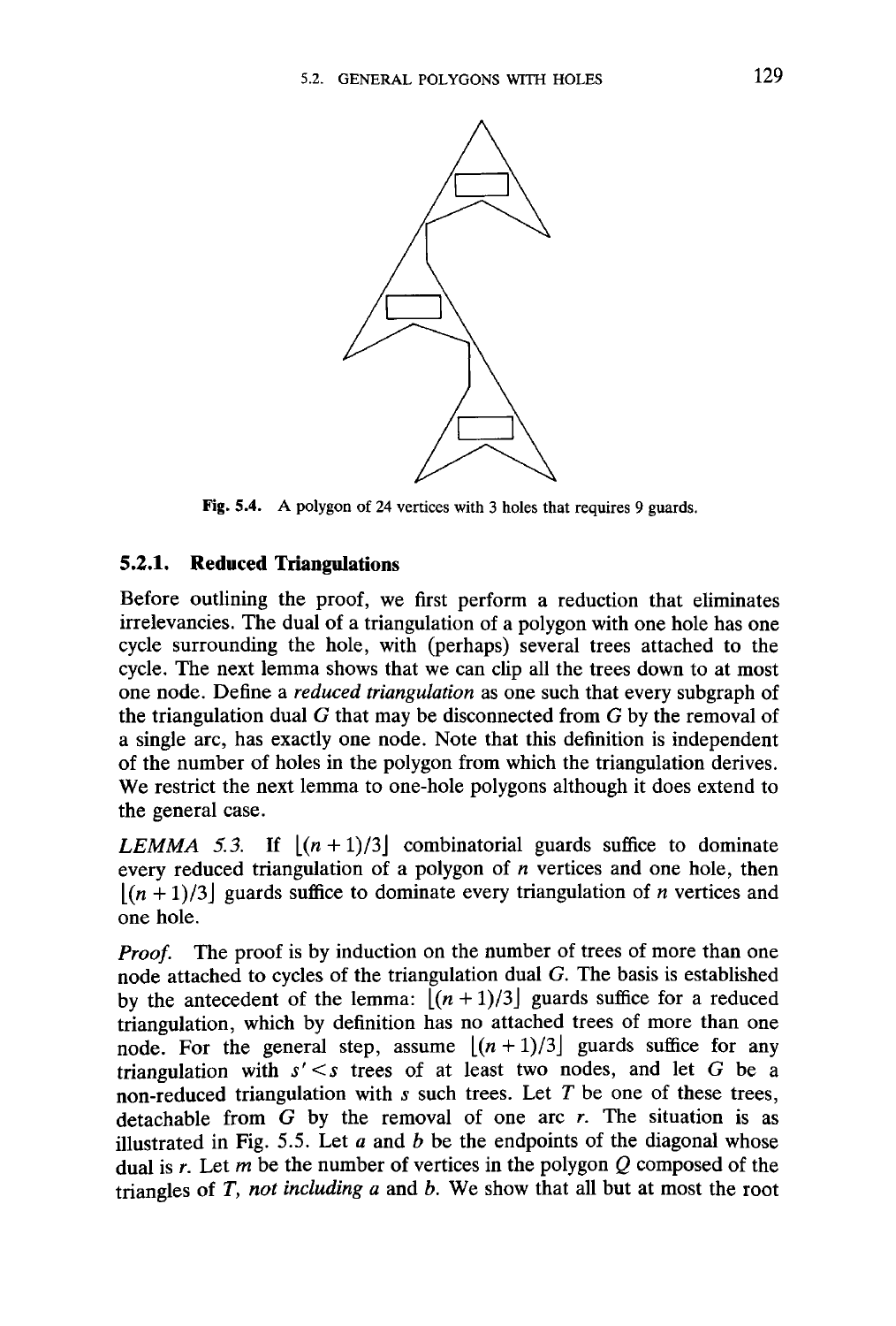Fig. 5.4. A polygon of 24 vertices with 3 holes that requires 9 guards.

### 5.2.1. Reduced Triangulations

Before outlining the proof, we first perform a reduction that eliminates irrelevancies. The dual of a triangulation of a polygon with one hole has one cycle surrounding the hole, with (perhaps) several trees attached to the cycle. The next lemma shows that we can clip all the trees down to at most one node. Define a *reduced triangulation* as one such that every subgraph of the triangulation dual $G$ that may be disconnected from $G$ by the removal of a single arc, has exactly one node. Note that this definition is independent of the number of holes in the polygon from which the triangulation derives. We restrict the next lemma to one-hole polygons although it does extend to the general case.

*LEMMA 5.3.* If $\lfloor (n+1)/3 \rfloor$ combinatorial guards suffice to dominate every reduced triangulation of a polygon of $n$ vertices and one hole, then $\lfloor (n+1)/3 \rfloor$ guards suffice to dominate every triangulation of $n$ vertices and one hole.

*Proof.* The proof is by induction on the number of trees of more than one node attached to cycles of the triangulation dual $G$. The basis is established by the antecedent of the lemma: $\lfloor (n+1)/3 \rfloor$ guards suffice for a reduced triangulation, which by definition has no attached trees of more than one node. For the general step, assume $\lfloor (n+1)/3 \rfloor$ guards suffice for any triangulation with $s' < s$ trees of at least two nodes, and let $G$ be a non-reduced triangulation with $s$ such trees. Let $T$ be one of these trees, detachable from $G$ by the removal of one arc $r$. The situation is as illustrated in Fig. 5.5. Let $a$ and $b$ be the endpoints of the diagonal whose dual is $r$. Let $m$ be the number of vertices in the polygon $Q$ composed of the triangles of $T$, *not including* $a$ and $b$. We show that all but at most the root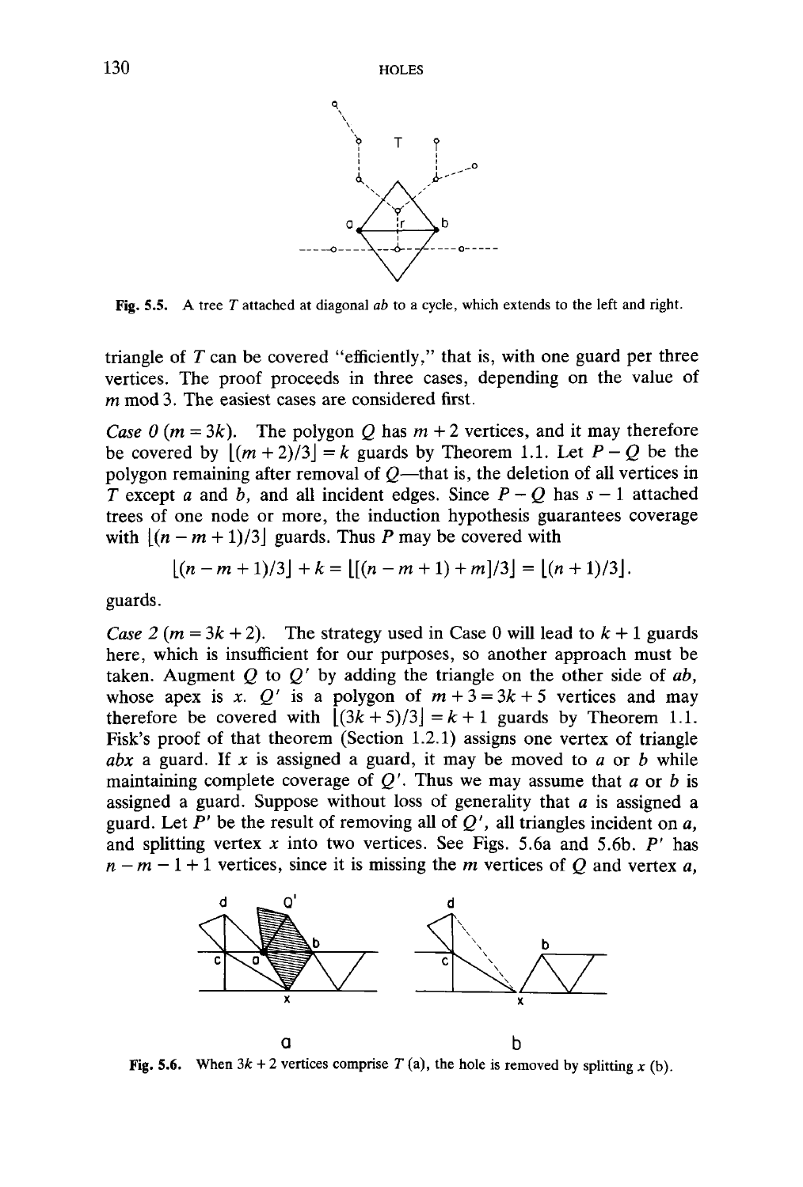Fig. 5.5. A tree $T$ attached at diagonal $ab$ to a cycle, which extends to the left and right.

triangle of $T$ can be covered "efficiently," that is, with one guard per three vertices. The proof proceeds in three cases, depending on the value of $m \bmod 3$. The easiest cases are considered first.

*Case 0* ($m = 3k$). The polygon $Q$ has $m+2$ vertices, and it may therefore be covered by $\lfloor (m+2)/3 \rfloor = k$ guards by Theorem 1.1. Let $P - Q$ be the polygon remaining after removal of $Q$—that is, the deletion of all vertices in $T$ except $a$ and $b$, and all incident edges. Since $P - Q$ has $s - 1$ attached trees of one node or more, the induction hypothesis guarantees coverage with $\lfloor (n - m + 1)/3 \rfloor$ guards. Thus $P$ may be covered with

$$\lfloor (n-m+1)/3 \rfloor + k = \lfloor [(n-m+1)+m]/3 \rfloor = \lfloor (n+1)/3 \rfloor .$$

guards.

*Case 2* ($m = 3k + 2$). The strategy used in Case 0 will lead to $k+1$ guards here, which is insufficient for our purposes, so another approach must be taken. Augment $Q$ to $Q'$ by adding the triangle on the other side of $ab$, whose apex is $x$. $Q'$ is a polygon of $m + 3 = 3k + 5$ vertices and may therefore be covered with $\lfloor (3k+5)/3 \rfloor = k + 1$ guards by Theorem 1.1. Fisk's proof of that theorem (Section 1.2.1) assigns one vertex of triangle $abx$ a guard. If $x$ is assigned a guard, it may be moved to $a$ or $b$ while maintaining complete coverage of $Q'$. Thus we may assume that $a$ or $b$ is assigned a guard. Suppose without loss of generality that $a$ is assigned a guard. Let $P'$ be the result of removing all of $Q'$, all triangles incident on $a$, and splitting vertex $x$ into two vertices. See Figs. 5.6a and 5.6b. $P'$ has $n - m - 1 + 1$ vertices, since it is missing the $m$ vertices of $Q$ and vertex $a$,

Fig. 5.6. When $3k + 2$ vertices comprise $T$ (a), the hole is removed by splitting $x$ (b).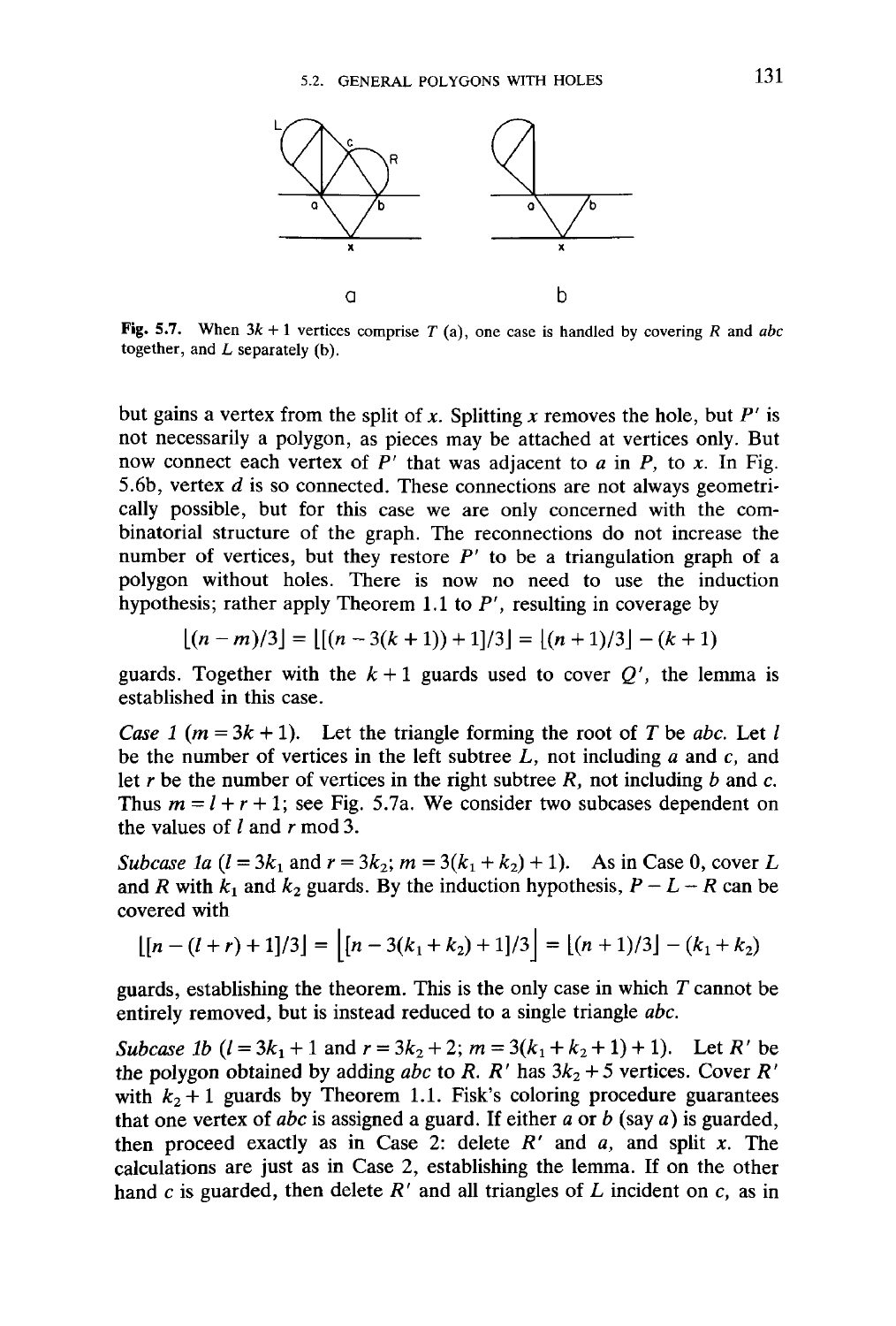Fig. 5.7. When $3k + 1$ vertices comprise $T$ (a), one case is handled by covering $R$ and $abc$ together, and $L$ separately (b).

but gains a vertex from the split of $x$. Splitting $x$ removes the hole, but $P'$ is not necessarily a polygon, as pieces may be attached at vertices only. But now connect each vertex of $P'$ that was adjacent to $a$ in $P$, to $x$. In Fig. 5.6b, vertex $d$ is so connected. These connections are not always geometrically possible, but for this case we are only concerned with the combinatorial structure of the graph. The reconnections do not increase the number of vertices, but they restore $P'$ to be a triangulation graph of a polygon without holes. There is now no need to use the induction hypothesis; rather apply Theorem 1.1 to $P'$, resulting in coverage by

$$\lfloor (n - m)/3 \rfloor = \lfloor [(n - 3(k + 1)) + 1]/3 \rfloor = \lfloor (n + 1)/3 \rfloor - (k + 1)$$

guards. Together with the $k + 1$ guards used to cover $Q'$, the lemma is established in this case.

*Case 1* ($m = 3k + 1$). Let the triangle forming the root of $T$ be $abc$. Let $l$ be the number of vertices in the left subtree $L$, not including $a$ and $c$, and let $r$ be the number of vertices in the right subtree $R$, not including $b$ and $c$. Thus $m = l + r + 1$; see Fig. 5.7a. We consider two subcases dependent on the values of $l$ and $r$ mod 3.

*Subcase 1a* ($l = 3k_1$ and $r = 3k_2$; $m = 3(k_1 + k_2) + 1$). As in Case 0, cover $L$ and $R$ with $k_1$ and $k_2$ guards. By the induction hypothesis, $P - L - R$ can be covered with

$$\lfloor [n - (l + r) + 1]/3 \rfloor = \left\lfloor [n - 3(k_1 + k_2) + 1]/3 \right\rfloor = \lfloor (n + 1)/3 \rfloor - (k_1 + k_2)$$

guards, establishing the theorem. This is the only case in which $T$ cannot be entirely removed, but is instead reduced to a single triangle $abc$.

*Subcase 1b* ($l = 3k_1 + 1$ and $r = 3k_2 + 2$; $m = 3(k_1 + k_2 + 1) + 1$). Let $R'$ be the polygon obtained by adding $abc$ to $R$. $R'$ has $3k_2 + 5$ vertices. Cover $R'$ with $k_2 + 1$ guards by Theorem 1.1. Fisk's coloring procedure guarantees that one vertex of $abc$ is assigned a guard. If either $a$ or $b$ (say $a$) is guarded, then proceed exactly as in Case 2: delete $R'$ and $a$, and split $x$. The calculations are just as in Case 2, establishing the lemma. If on the other hand $c$ is guarded, then delete $R'$ and all triangles of $L$ incident on $c$, as in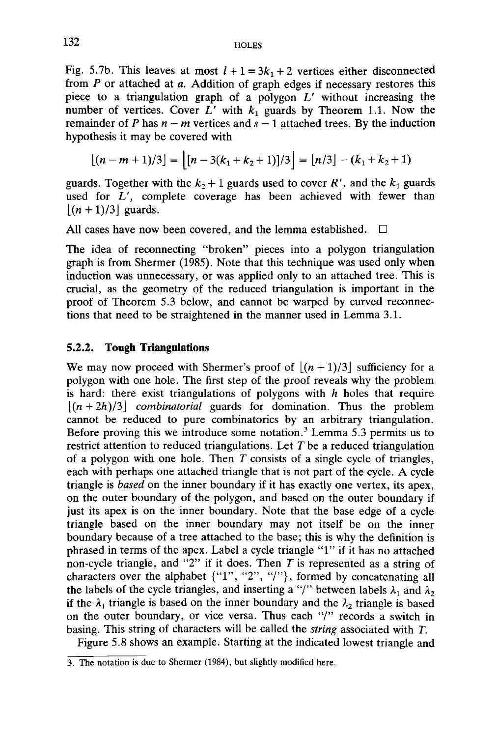Fig. 5.7b. This leaves at most $l + 1 = 3k_1 + 2$ vertices either disconnected from $P$ or attached at $a$. Addition of graph edges if necessary restores this piece to a triangulation graph of a polygon $L'$ without increasing the number of vertices. Cover $L'$ with $k_1$ guards by Theorem 1.1. Now the remainder of $P$ has $n - m$ vertices and $s - 1$ attached trees. By the induction hypothesis it may be covered with

$$\lfloor (n - m + 1)/3 \rfloor = \lfloor [n - 3(k_1 + k_2 + 1)]/3 \rfloor = \lfloor n/3 \rfloor - (k_1 + k_2 + 1)$$

guards. Together with the $k_2 + 1$ guards used to cover $R'$, and the $k_1$ guards used for $L'$, complete coverage has been achieved with fewer than $\lfloor (n+1)/3 \rfloor$ guards.

All cases have now been covered, and the lemma established. □

The idea of reconnecting "broken" pieces into a polygon triangulation graph is from Shermer (1985). Note that this technique was used only when induction was unnecessary, or was applied only to an attached tree. This is crucial, as the geometry of the reduced triangulation is important in the proof of Theorem 5.3 below, and cannot be warped by curved reconnections that need to be straightened in the manner used in Lemma 3.1.

### 5.2.2. Tough Triangulations

We may now proceed with Shermer's proof of $\lfloor (n+1)/3 \rfloor$ sufficiency for a polygon with one hole. The first step of the proof reveals why the problem is hard: there exist triangulations of polygons with $h$ holes that require $\lfloor (n + 2h)/3 \rfloor$ *combinatorial* guards for domination. Thus the problem cannot be reduced to pure combinatorics by an arbitrary triangulation. Before proving this we introduce some notation.[3] Lemma 5.3 permits us to restrict attention to reduced triangulations. Let $T$ be a reduced triangulation of a polygon with one hole. Then $T$ consists of a single cycle of triangles, each with perhaps one attached triangle that is not part of the cycle. A cycle triangle is *based* on the inner boundary if it has exactly one vertex, its apex, on the outer boundary of the polygon, and based on the outer boundary if just its apex is on the inner boundary. Note that the base edge of a cycle triangle based on the inner boundary may not itself be on the inner boundary because of a tree attached to the base; this is why the definition is phrased in terms of the apex. Label a cycle triangle "1" if it has no attached non-cycle triangle, and "2" if it does. Then $T$ is represented as a string of characters over the alphabet {"1", "2", "/"}, formed by concatenating all the labels of the cycle triangles, and inserting a "/" between labels $\lambda_1$ and $\lambda_2$ if the $\lambda_1$ triangle is based on the inner boundary and the $\lambda_2$ triangle is based on the outer boundary, or vice versa. Thus each "/" records a switch in basing. This string of characters will be called the *string* associated with $T$.

Figure 5.8 shows an example. Starting at the indicated lowest triangle and

3. The notation is due to Shermer (1984), but slightly modified here.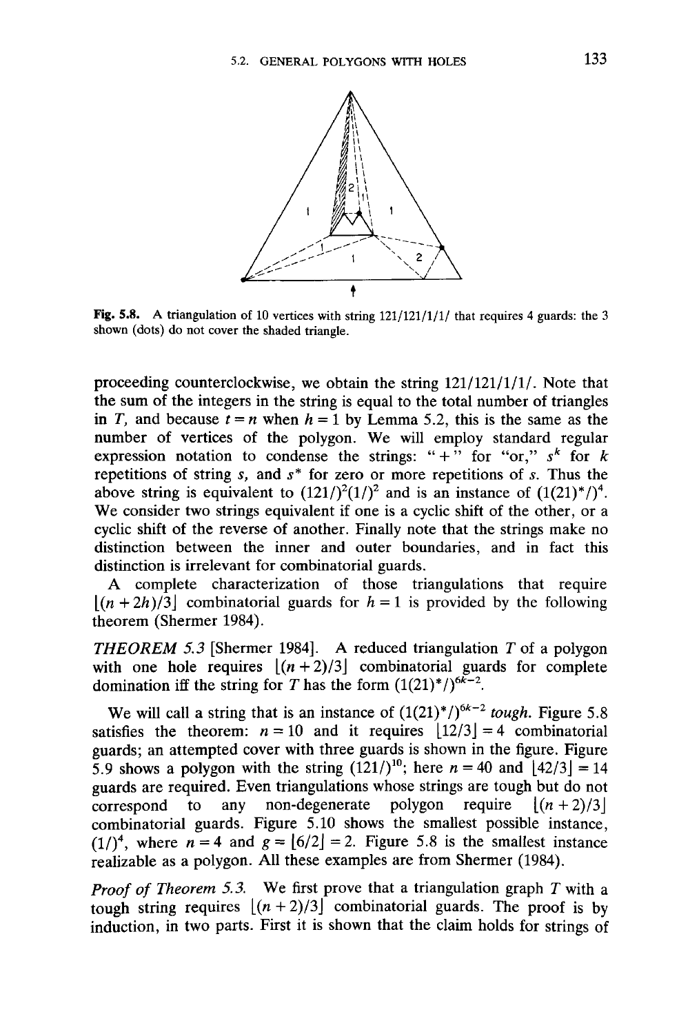**Fig. 5.8.** A triangulation of 10 vertices with string 121/121/1/1/ that requires 4 guards: the 3 shown (dots) do not cover the shaded triangle.

proceeding counterclockwise, we obtain the string 121/121/1/1/. Note that the sum of the integers in the string is equal to the total number of triangles in $T$, and because $t = n$ when $h = 1$ by Lemma 5.2, this is the same as the number of vertices of the polygon. We will employ standard regular expression notation to condense the strings: " + " for "or," $s^k$ for $k$ repetitions of string $s$, and $s^*$ for zero or more repetitions of $s$. Thus the above string is equivalent to $(121/)^2(1/)^2$ and is an instance of $(1(21)^*/)^4$. We consider two strings equivalent if one is a cyclic shift of the other, or a cyclic shift of the reverse of another. Finally note that the strings make no distinction between the inner and outer boundaries, and in fact this distinction is irrelevant for combinatorial guards.

A complete characterization of those triangulations that require $\lfloor (n+2h)/3 \rfloor$ combinatorial guards for $h = 1$ is provided by the following theorem (Shermer 1984).

*THEOREM 5.3* [Shermer 1984]. A reduced triangulation $T$ of a polygon with one hole requires $\lfloor (n+2)/3 \rfloor$ combinatorial guards for complete domination iff the string for $T$ has the form $(1(21)^*/)^{6k-2}$.

We will call a string that is an instance of $(1(21)^*/)^{6k-2}$ *tough*. Figure 5.8 satisfies the theorem: $n = 10$ and it requires $\lfloor 12/3 \rfloor = 4$ combinatorial guards; an attempted cover with three guards is shown in the figure. Figure 5.9 shows a polygon with the string $(121/)^{10}$; here $n = 40$ and $\lfloor 42/3 \rfloor = 14$ guards are required. Even triangulations whose strings are tough but do not correspond to any non-degenerate polygon require $\lfloor (n+2)/3 \rfloor$ combinatorial guards. Figure 5.10 shows the smallest possible instance, $(1/)^4$, where $n = 4$ and $g = \lfloor 6/2 \rfloor = 2$. Figure 5.8 is the smallest instance realizable as a polygon. All these examples are from Shermer (1984).

*Proof of Theorem 5.3.* We first prove that a triangulation graph $T$ with a tough string requires $\lfloor (n+2)/3 \rfloor$ combinatorial guards. The proof is by induction, in two parts. First it is shown that the claim holds for strings of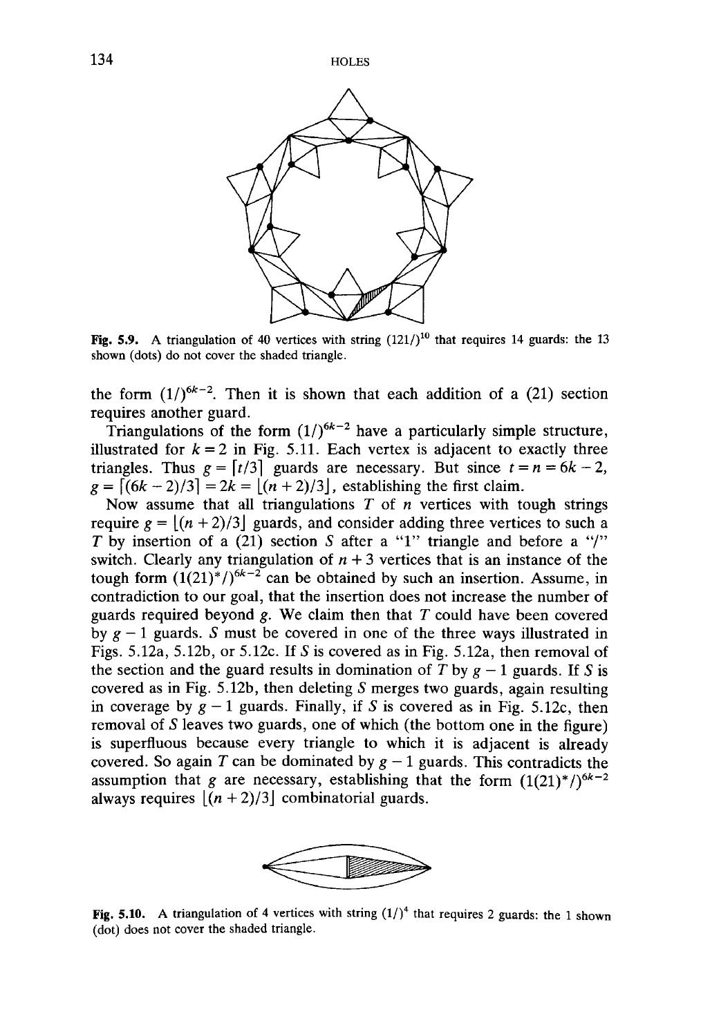Fig. 5.9. A triangulation of 40 vertices with string $(121/)^{10}$ that requires 14 guards: the 13 shown (dots) do not cover the shaded triangle.

the form $(1/)^{6k-2}$. Then it is shown that each addition of a (21) section requires another guard.

Triangulations of the form $(1/)^{6k-2}$ have a particularly simple structure, illustrated for $k = 2$ in Fig. 5.11. Each vertex is adjacent to exactly three triangles. Thus $g = \lceil t/3 \rceil$ guards are necessary. But since $t = n = 6k - 2$, $g = \lceil (6k - 2)/3 \rceil = 2k = \lfloor (n + 2)/3 \rfloor$, establishing the first claim.

Now assume that all triangulations $T$ of $n$ vertices with tough strings require $g = \lfloor (n + 2)/3 \rfloor$ guards, and consider adding three vertices to such a $T$ by insertion of a (21) section $S$ after a "1" triangle and before a "/" switch. Clearly any triangulation of $n + 3$ vertices that is an instance of the tough form $(1(21)^*/)^{6k-2}$ can be obtained by such an insertion. Assume, in contradiction to our goal, that the insertion does not increase the number of guards required beyond $g$. We claim then that $T$ could have been covered by $g - 1$ guards. $S$ must be covered in one of the three ways illustrated in Figs. 5.12a, 5.12b, or 5.12c. If $S$ is covered as in Fig. 5.12a, then removal of the section and the guard results in domination of $T$ by $g - 1$ guards. If $S$ is covered as in Fig. 5.12b, then deleting $S$ merges two guards, again resulting in coverage by $g - 1$ guards. Finally, if $S$ is covered as in Fig. 5.12c, then removal of $S$ leaves two guards, one of which (the bottom one in the figure) is superfluous because every triangle to which it is adjacent is already covered. So again $T$ can be dominated by $g - 1$ guards. This contradicts the assumption that $g$ are necessary, establishing that the form $(1(21)^*/)^{6k-2}$ always requires $\lfloor (n + 2)/3 \rfloor$ combinatorial guards.

Fig. 5.10. A triangulation of 4 vertices with string $(1/)^4$ that requires 2 guards: the 1 shown (dot) does not cover the shaded triangle.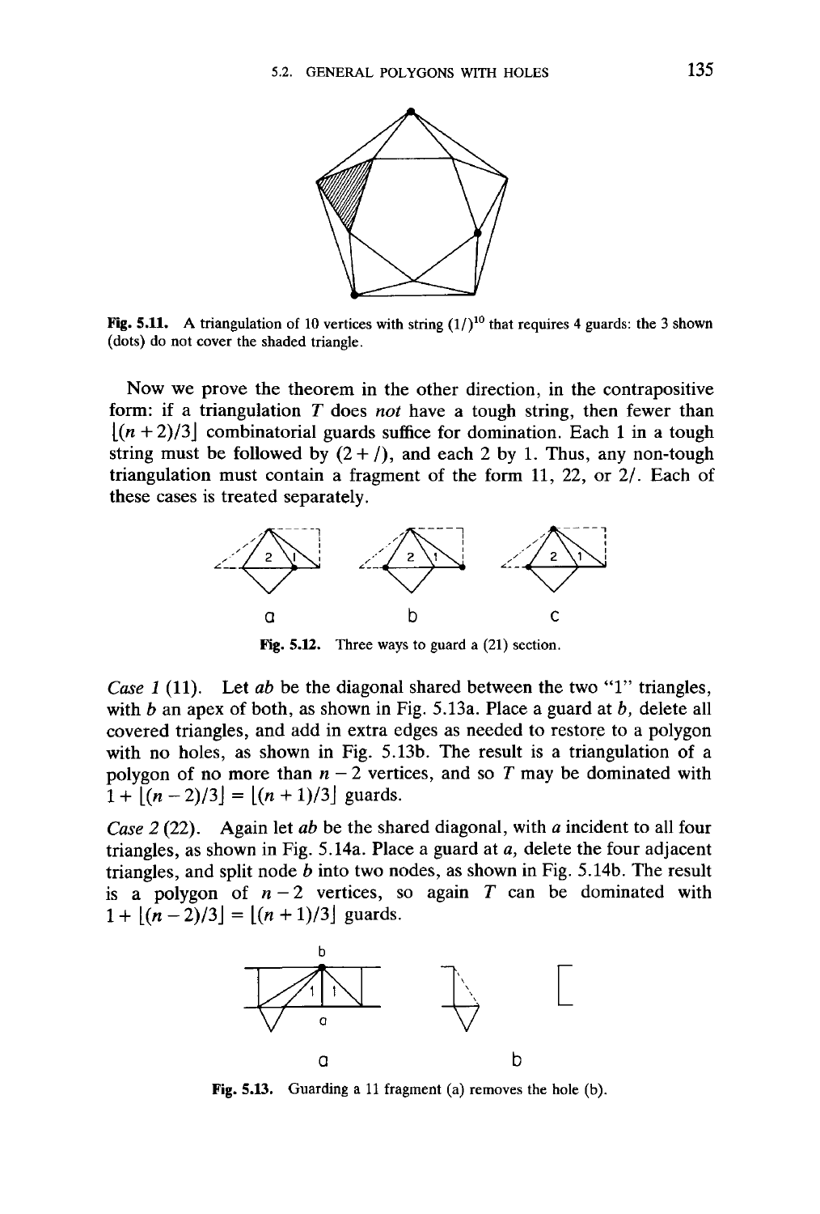Fig. 5.11. A triangulation of 10 vertices with string $(1/)^{10}$ that requires 4 guards: the 3 shown (dots) do not cover the shaded triangle.

Now we prove the theorem in the other direction, in the contrapositive form: if a triangulation $T$ does *not* have a tough string, then fewer than $\lfloor (n+2)/3 \rfloor$ combinatorial guards suffice for domination. Each 1 in a tough string must be followed by $(2 + /)$, and each 2 by 1. Thus, any non-tough triangulation must contain a fragment of the form 11, 22, or 2/. Each of these cases is treated separately.

Fig. 5.12. Three ways to guard a (21) section.

*Case 1* (11). Let $ab$ be the diagonal shared between the two "1" triangles, with $b$ an apex of both, as shown in Fig. 5.13a. Place a guard at $b$, delete all covered triangles, and add in extra edges as needed to restore to a polygon with no holes, as shown in Fig. 5.13b. The result is a triangulation of a polygon of no more than $n-2$ vertices, and so $T$ may be dominated with $1 + \lfloor (n-2)/3 \rfloor = \lfloor (n+1)/3 \rfloor$ guards.

*Case 2* (22). Again let $ab$ be the shared diagonal, with $a$ incident to all four triangles, as shown in Fig. 5.14a. Place a guard at $a$, delete the four adjacent triangles, and split node $b$ into two nodes, as shown in Fig. 5.14b. The result is a polygon of $n-2$ vertices, so again $T$ can be dominated with $1 + \lfloor (n-2)/3 \rfloor = \lfloor (n+1)/3 \rfloor$ guards.

Fig. 5.13. Guarding a 11 fragment (a) removes the hole (b).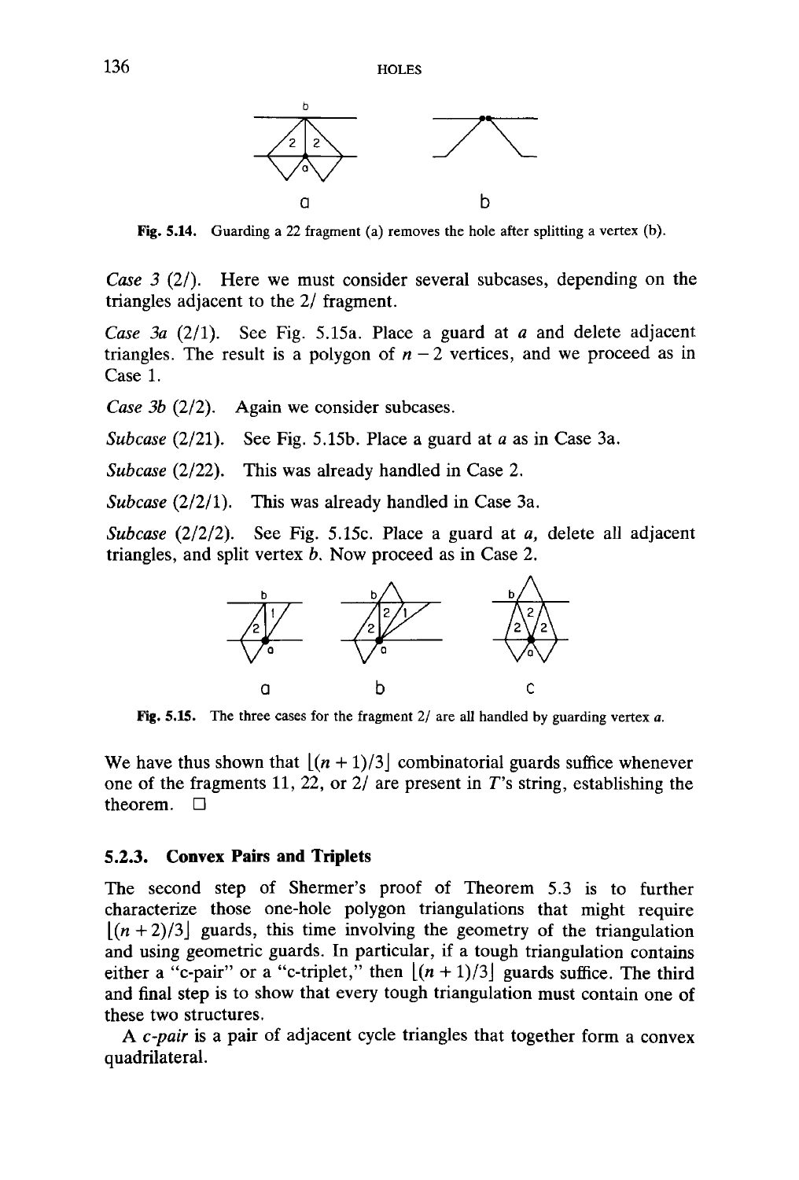Fig. 5.14. Guarding a 22 fragment (a) removes the hole after splitting a vertex (b).

*Case 3* (2/). Here we must consider several subcases, depending on the triangles adjacent to the 2/ fragment.

*Case 3a* (2/1). See Fig. 5.15a. Place a guard at $a$ and delete adjacent triangles. The result is a polygon of $n-2$ vertices, and we proceed as in Case 1.

*Case 3b* (2/2). Again we consider subcases.

*Subcase* (2/21). See Fig. 5.15b. Place a guard at $a$ as in Case 3a.

*Subcase* (2/22). This was already handled in Case 2.

*Subcase* (2/2/1). This was already handled in Case 3a.

*Subcase* (2/2/2). See Fig. 5.15c. Place a guard at $a$, delete all adjacent triangles, and split vertex $b$. Now proceed as in Case 2.

Fig. 5.15. The three cases for the fragment 2/ are all handled by guarding vertex $a$.

We have thus shown that $\lfloor (n+1)/3 \rfloor$ combinatorial guards suffice whenever one of the fragments 11, 22, or 2/ are present in $T$'s string, establishing the theorem. □

### 5.2.3. Convex Pairs and Triplets

The second step of Shermer's proof of Theorem 5.3 is to further characterize those one-hole polygon triangulations that might require $\lfloor (n+2)/3 \rfloor$ guards, this time involving the geometry of the triangulation and using geometric guards. In particular, if a tough triangulation contains either a "c-pair" or a "c-triplet," then $\lfloor (n+1)/3 \rfloor$ guards suffice. The third and final step is to show that every tough triangulation must contain one of these two structures.

A *c-pair* is a pair of adjacent cycle triangles that together form a convex quadrilateral.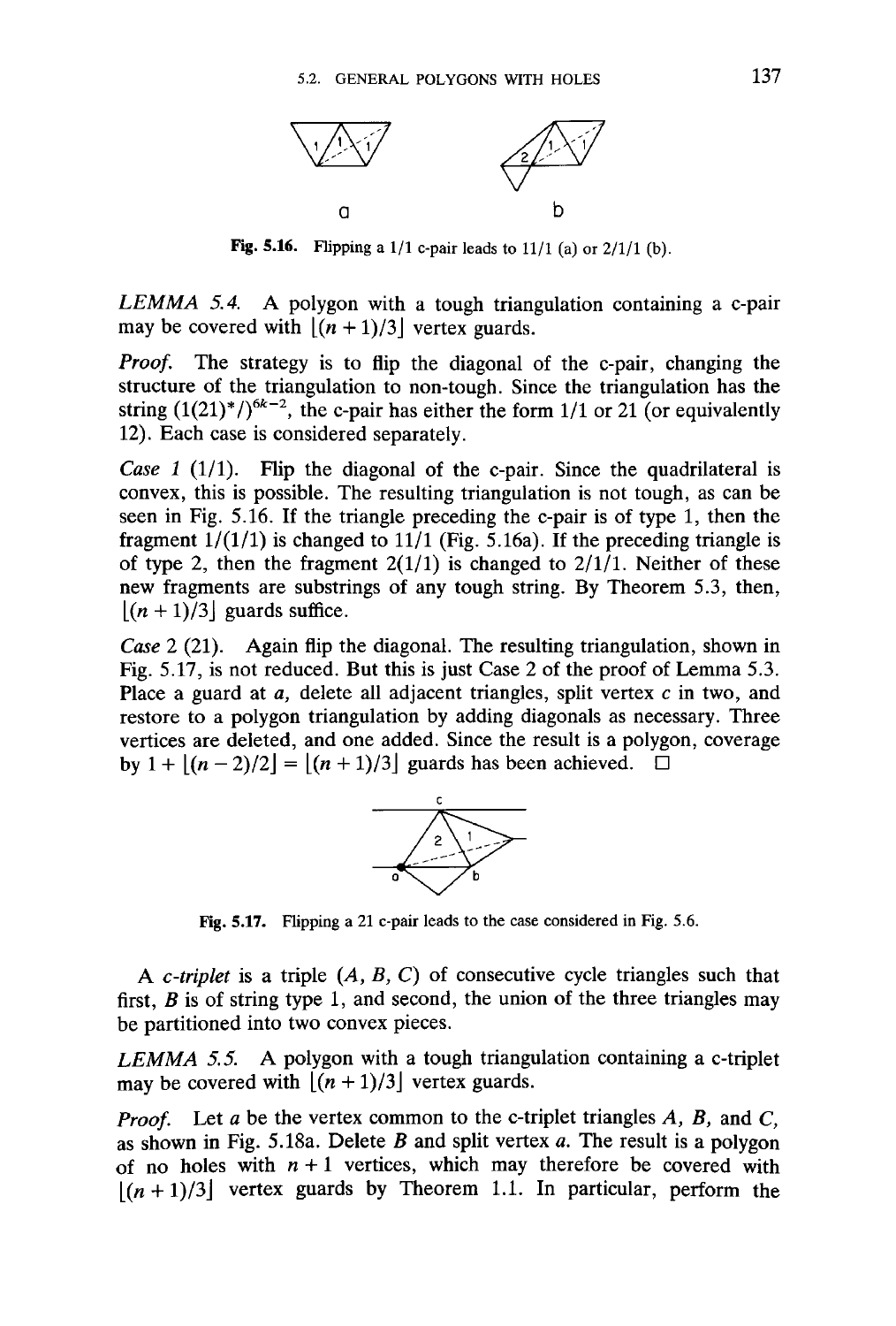Fig. 5.16. Flipping a 1/1 c-pair leads to 11/1 (a) or 2/1/1 (b).

*LEMMA 5.4.* A polygon with a tough triangulation containing a c-pair may be covered with $\lfloor (n+1)/3 \rfloor$ vertex guards.

*Proof.* The strategy is to flip the diagonal of the c-pair, changing the structure of the triangulation to non-tough. Since the triangulation has the string $(1(21)^*/)^{6k-2}$, the c-pair has either the form 1/1 or 21 (or equivalently 12). Each case is considered separately.

*Case 1* (1/1). Flip the diagonal of the c-pair. Since the quadrilateral is convex, this is possible. The resulting triangulation is not tough, as can be seen in Fig. 5.16. If the triangle preceding the c-pair is of type 1, then the fragment 1/(1/1) is changed to 11/1 (Fig. 5.16a). If the preceding triangle is of type 2, then the fragment 2(1/1) is changed to 2/1/1. Neither of these new fragments are substrings of any tough string. By Theorem 5.3, then, $\lfloor (n+1)/3 \rfloor$ guards suffice.

*Case 2* (21). Again flip the diagonal. The resulting triangulation, shown in Fig. 5.17, is not reduced. But this is just Case 2 of the proof of Lemma 5.3. Place a guard at $a$, delete all adjacent triangles, split vertex $c$ in two, and restore to a polygon triangulation by adding diagonals as necessary. Three vertices are deleted, and one added. Since the result is a polygon, coverage by $1 + \lfloor (n-2)/2 \rfloor = \lfloor (n+1)/3 \rfloor$ guards has been achieved. □

Fig. 5.17. Flipping a 21 c-pair leads to the case considered in Fig. 5.6.

A *c-triplet* is a triple $(A, B, C)$ of consecutive cycle triangles such that first, $B$ is of string type 1, and second, the union of the three triangles may be partitioned into two convex pieces.

*LEMMA 5.5.* A polygon with a tough triangulation containing a c-triplet may be covered with $\lfloor (n+1)/3 \rfloor$ vertex guards.

*Proof.* Let $a$ be the vertex common to the c-triplet triangles $A$, $B$, and $C$, as shown in Fig. 5.18a. Delete $B$ and split vertex $a$. The result is a polygon of no holes with $n+1$ vertices, which may therefore be covered with $\lfloor (n+1)/3 \rfloor$ vertex guards by Theorem 1.1. In particular, perform the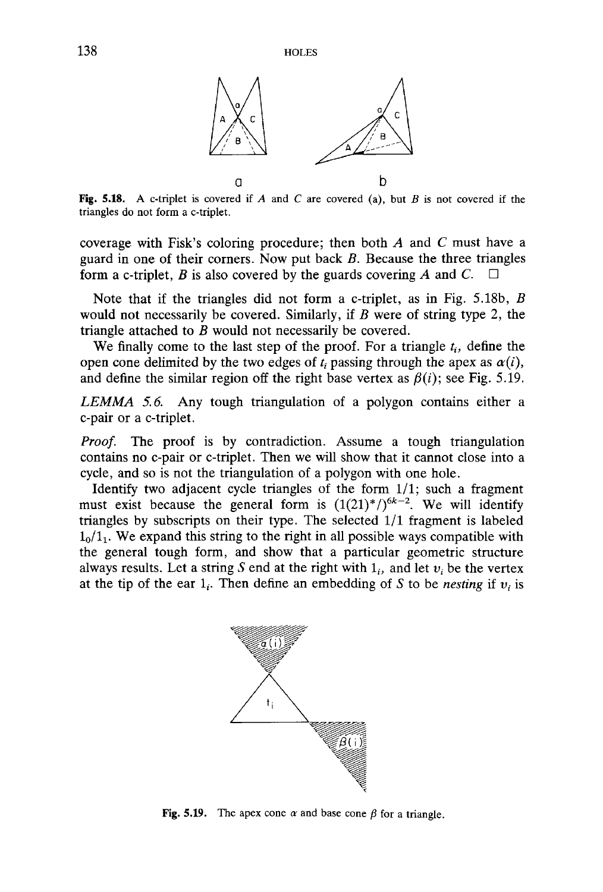**Fig. 5.18.** A c-triplet is covered if $A$ and $C$ are covered (a), but $B$ is not covered if the triangles do not form a c-triplet.

coverage with Fisk's coloring procedure; then both $A$ and $C$ must have a guard in one of their corners. Now put back $B$. Because the three triangles form a c-triplet, $B$ is also covered by the guards covering $A$ and $C$. □

Note that if the triangles did not form a c-triplet, as in Fig. 5.18b, $B$ would not necessarily be covered. Similarly, if $B$ were of string type 2, the triangle attached to $B$ would not necessarily be covered.

We finally come to the last step of the proof. For a triangle $t_i$, define the open cone delimited by the two edges of $t_i$ passing through the apex as $\alpha(i)$, and define the similar region off the right base vertex as $\beta(i)$; see Fig. 5.19.

*LEMMA 5.6.* Any tough triangulation of a polygon contains either a c-pair or a c-triplet.

*Proof.* The proof is by contradiction. Assume a tough triangulation contains no c-pair or c-triplet. Then we will show that it cannot close into a cycle, and so is not the triangulation of a polygon with one hole.

Identify two adjacent cycle triangles of the form 1/1; such a fragment must exist because the general form is $(1(21)^*/)^{6k-2}$. We will identify triangles by subscripts on their type. The selected 1/1 fragment is labeled $1_0/1_1$. We expand this string to the right in all possible ways compatible with the general tough form, and show that a particular geometric structure always results. Let a string $S$ end at the right with $1_i$, and let $v_i$ be the vertex at the tip of the ear $1_i$. Then define an embedding of $S$ to be *nesting* if $v_i$ is

**Fig. 5.19.** The apex cone $\alpha$ and base cone $\beta$ for a triangle.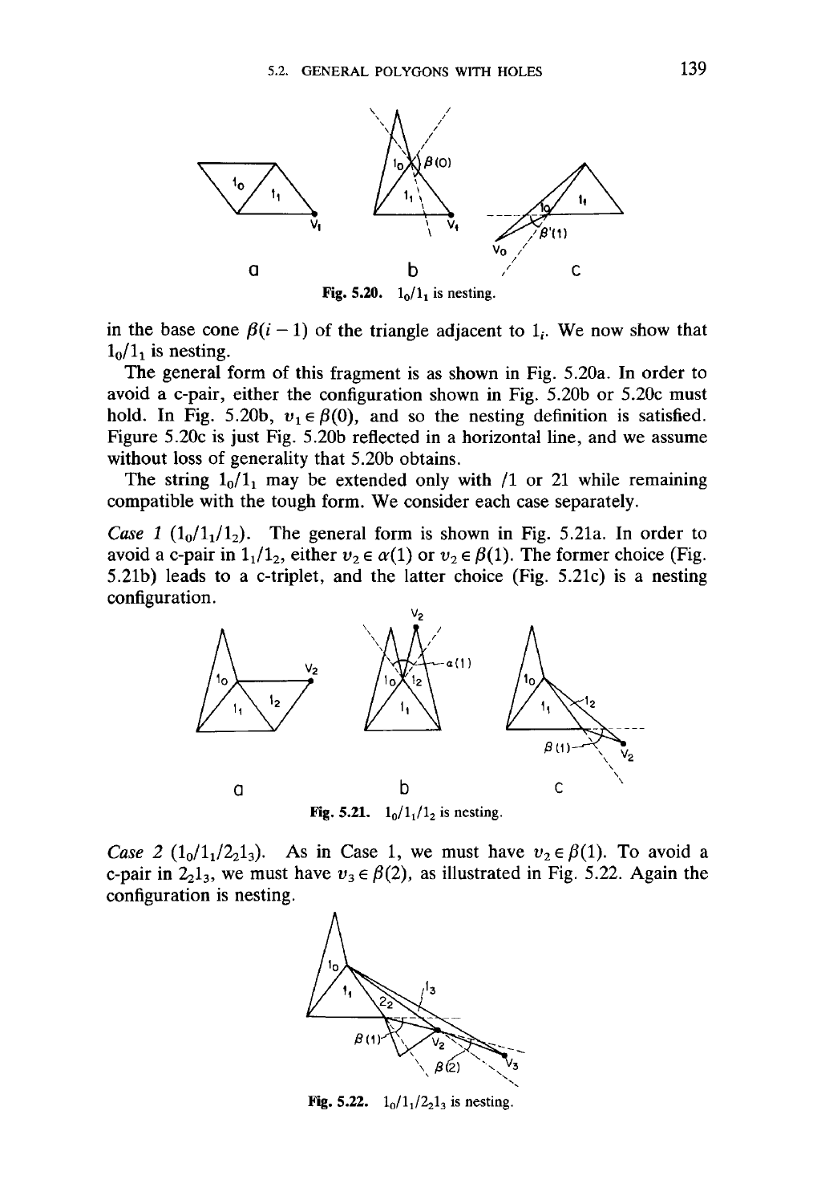Fig. 5.20. $1_0/1_1$ is nesting.

in the base cone $\beta(i-1)$ of the triangle adjacent to $1_i$. We now show that $1_0/1_1$ is nesting.

The general form of this fragment is as shown in Fig. 5.20a. In order to avoid a c-pair, either the configuration shown in Fig. 5.20b or 5.20c must hold. In Fig. 5.20b, $v_1 \in \beta(0)$, and so the nesting definition is satisfied. Figure 5.20c is just Fig. 5.20b reflected in a horizontal line, and we assume without loss of generality that 5.20b obtains.

The string $1_0/1_1$ may be extended only with /1 or 21 while remaining compatible with the tough form. We consider each case separately.

*Case 1* ($1_0/1_1/1_2$). The general form is shown in Fig. 5.21a. In order to avoid a c-pair in $1_1/1_2$, either $v_2 \in \alpha(1)$ or $v_2 \in \beta(1)$. The former choice (Fig. 5.21b) leads to a c-triplet, and the latter choice (Fig. 5.21c) is a nesting configuration.

Fig. 5.21. $1_0/1_1/1_2$ is nesting.

*Case 2* ($1_0/1_1/2_21_3$). As in Case 1, we must have $v_2 \in \beta(1)$. To avoid a c-pair in $2_21_3$, we must have $v_3 \in \beta(2)$, as illustrated in Fig. 5.22. Again the configuration is nesting.

Fig. 5.22. $1_0/1_1/2_21_3$ is nesting.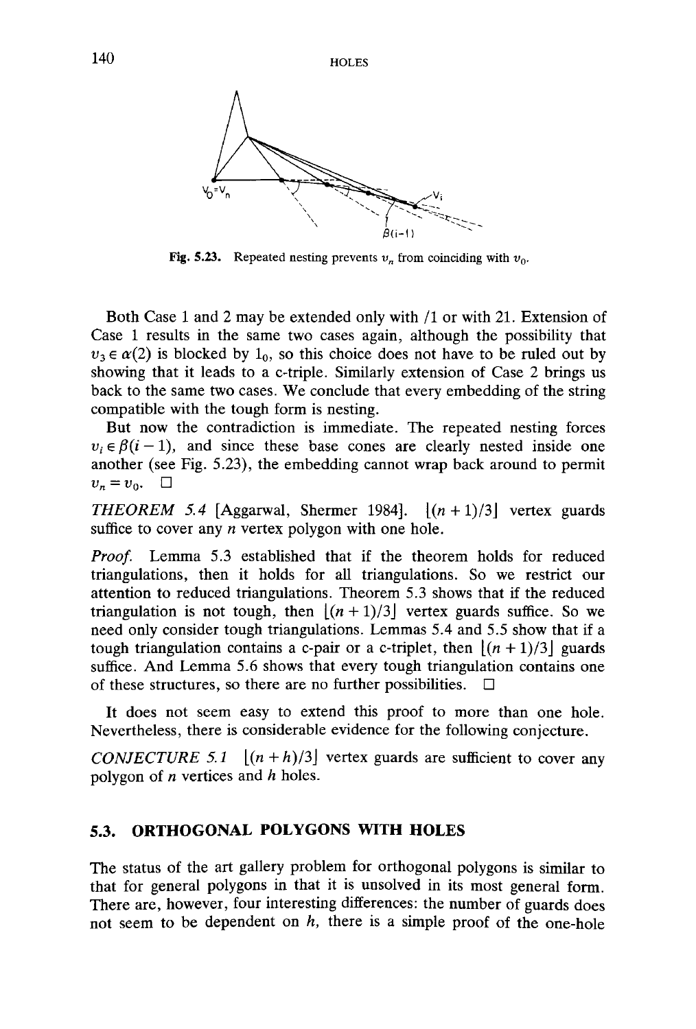Fig. 5.23. Repeated nesting prevents $v_n$ from coinciding with $v_0$.

Both Case 1 and 2 may be extended only with /1 or with 21. Extension of Case 1 results in the same two cases again, although the possibility that $v_3 \in \alpha(2)$ is blocked by $1_0$, so this choice does not have to be ruled out by showing that it leads to a c-triple. Similarly extension of Case 2 brings us back to the same two cases. We conclude that every embedding of the string compatible with the tough form is nesting.

But now the contradiction is immediate. The repeated nesting forces $v_i \in \beta(i-1)$, and since these base cones are clearly nested inside one another (see Fig. 5.23), the embedding cannot wrap back around to permit $v_n = v_0$. □

*THEOREM 5.4* [Aggarwal, Shermer 1984]. $\lfloor (n+1)/3 \rfloor$ vertex guards suffice to cover any $n$ vertex polygon with one hole.

*Proof.* Lemma 5.3 established that if the theorem holds for reduced triangulations, then it holds for all triangulations. So we restrict our attention to reduced triangulations. Theorem 5.3 shows that if the reduced triangulation is not tough, then $\lfloor (n+1)/3 \rfloor$ vertex guards suffice. So we need only consider tough triangulations. Lemmas 5.4 and 5.5 show that if a tough triangulation contains a c-pair or a c-triplet, then $\lfloor (n+1)/3 \rfloor$ guards suffice. And Lemma 5.6 shows that every tough triangulation contains one of these structures, so there are no further possibilities. □

It does not seem easy to extend this proof to more than one hole. Nevertheless, there is considerable evidence for the following conjecture.

*CONJECTURE 5.1* $\lfloor (n+h)/3 \rfloor$ vertex guards are sufficient to cover any polygon of $n$ vertices and $h$ holes.

## 5.3. ORTHOGONAL POLYGONS WITH HOLES

The status of the art gallery problem for orthogonal polygons is similar to that for general polygons in that it is unsolved in its most general form. There are, however, four interesting differences: the number of guards does not seem to be dependent on $h$, there is a simple proof of the one-hole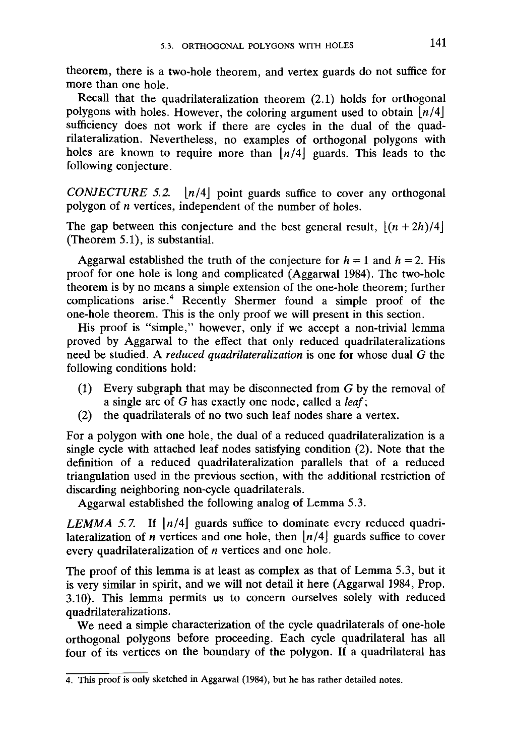theorem, there is a two-hole theorem, and vertex guards do not suffice for more than one hole.

Recall that the quadrilateralization theorem (2.1) holds for orthogonal polygons with holes. However, the coloring argument used to obtain $\lfloor n/4 \rfloor$ sufficiency does not work if there are cycles in the dual of the quadrilateralization. Nevertheless, no examples of orthogonal polygons with holes are known to require more than $\lfloor n/4 \rfloor$ guards. This leads to the following conjecture.

*CONJECTURE 5.2.* $\lfloor n/4 \rfloor$ point guards suffice to cover any orthogonal polygon of $n$ vertices, independent of the number of holes.

The gap between this conjecture and the best general result, $\lfloor (n + 2h)/4 \rfloor$ (Theorem 5.1), is substantial.

Aggarwal established the truth of the conjecture for $h = 1$ and $h = 2$. His proof for one hole is long and complicated (Aggarwal 1984). The two-hole theorem is by no means a simple extension of the one-hole theorem; further complications arise.[4] Recently Shermer found a simple proof of the one-hole theorem. This is the only proof we will present in this section.

His proof is "simple," however, only if we accept a non-trivial lemma proved by Aggarwal to the effect that only reduced quadrilateralizations need be studied. A *reduced quadrilateralization* is one for whose dual $G$ the following conditions hold:

(1) Every subgraph that may be disconnected from $G$ by the removal of a single arc of $G$ has exactly one node, called a *leaf*;
(2) the quadrilaterals of no two such leaf nodes share a vertex.

For a polygon with one hole, the dual of a reduced quadrilateralization is a single cycle with attached leaf nodes satisfying condition (2). Note that the definition of a reduced quadrilateralization parallels that of a reduced triangulation used in the previous section, with the additional restriction of discarding neighboring non-cycle quadrilaterals.

Aggarwal established the following analog of Lemma 5.3.

*LEMMA 5.7.* If $\lfloor n/4 \rfloor$ guards suffice to dominate every reduced quadrilateralization of $n$ vertices and one hole, then $\lfloor n/4 \rfloor$ guards suffice to cover every quadrilateralization of $n$ vertices and one hole.

The proof of this lemma is at least as complex as that of Lemma 5.3, but it is very similar in spirit, and we will not detail it here (Aggarwal 1984, Prop. 3.10). This lemma permits us to concern ourselves solely with reduced quadrilateralizations.

We need a simple characterization of the cycle quadrilaterals of one-hole orthogonal polygons before proceeding. Each cycle quadrilateral has all four of its vertices on the boundary of the polygon. If a quadrilateral has

---

4. This proof is only sketched in Aggarwal (1984), but he has rather detailed notes.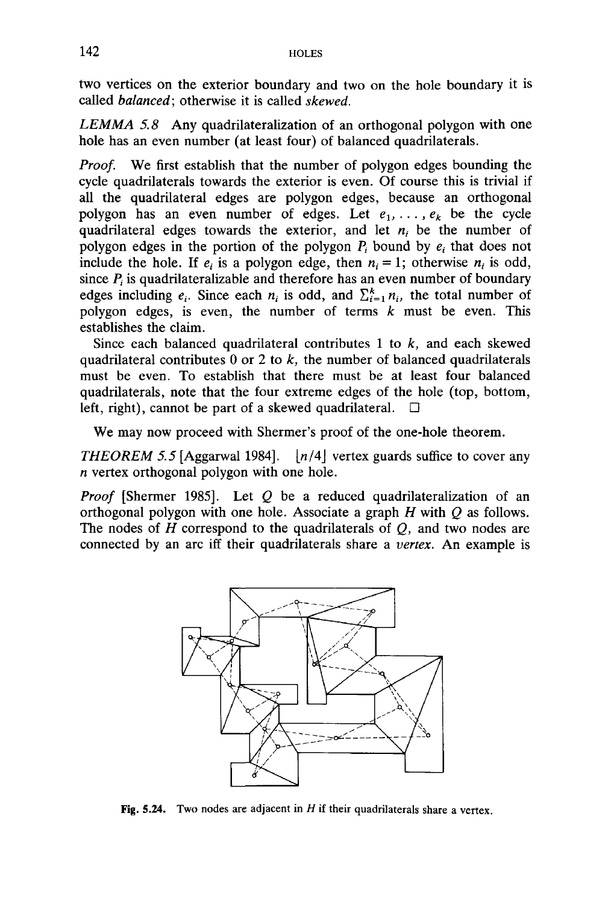two vertices on the exterior boundary and two on the hole boundary it is called *balanced*; otherwise it is called *skewed*.

*LEMMA 5.8* Any quadrilateralization of an orthogonal polygon with one hole has an even number (at least four) of balanced quadrilaterals.

*Proof.* We first establish that the number of polygon edges bounding the cycle quadrilaterals towards the exterior is even. Of course this is trivial if all the quadrilateral edges are polygon edges, because an orthogonal polygon has an even number of edges. Let $e_1, \ldots, e_k$ be the cycle quadrilateral edges towards the exterior, and let $n_i$ be the number of polygon edges in the portion of the polygon $P_i$ bound by $e_i$ that does not include the hole. If $e_i$ is a polygon edge, then $n_i = 1$; otherwise $n_i$ is odd, since $P_i$ is quadrilateralizable and therefore has an even number of boundary edges including $e_i$. Since each $n_i$ is odd, and $\sum_{i=1}^{k} n_i$, the total number of polygon edges, is even, the number of terms $k$ must be even. This establishes the claim.

Since each balanced quadrilateral contributes 1 to $k$, and each skewed quadrilateral contributes 0 or 2 to $k$, the number of balanced quadrilaterals must be even. To establish that there must be at least four balanced quadrilaterals, note that the four extreme edges of the hole (top, bottom, left, right), cannot be part of a skewed quadrilateral. □

We may now proceed with Shermer's proof of the one-hole theorem.

*THEOREM 5.5* [Aggarwal 1984]. $\lfloor n/4 \rfloor$ vertex guards suffice to cover any $n$ vertex orthogonal polygon with one hole.

*Proof* [Shermer 1985]. Let $Q$ be a reduced quadrilateralization of an orthogonal polygon with one hole. Associate a graph $H$ with $Q$ as follows. The nodes of $H$ correspond to the quadrilaterals of $Q$, and two nodes are connected by an arc iff their quadrilaterals share a *vertex*. An example is

**Fig. 5.24.** Two nodes are adjacent in $H$ if their quadrilaterals share a vertex.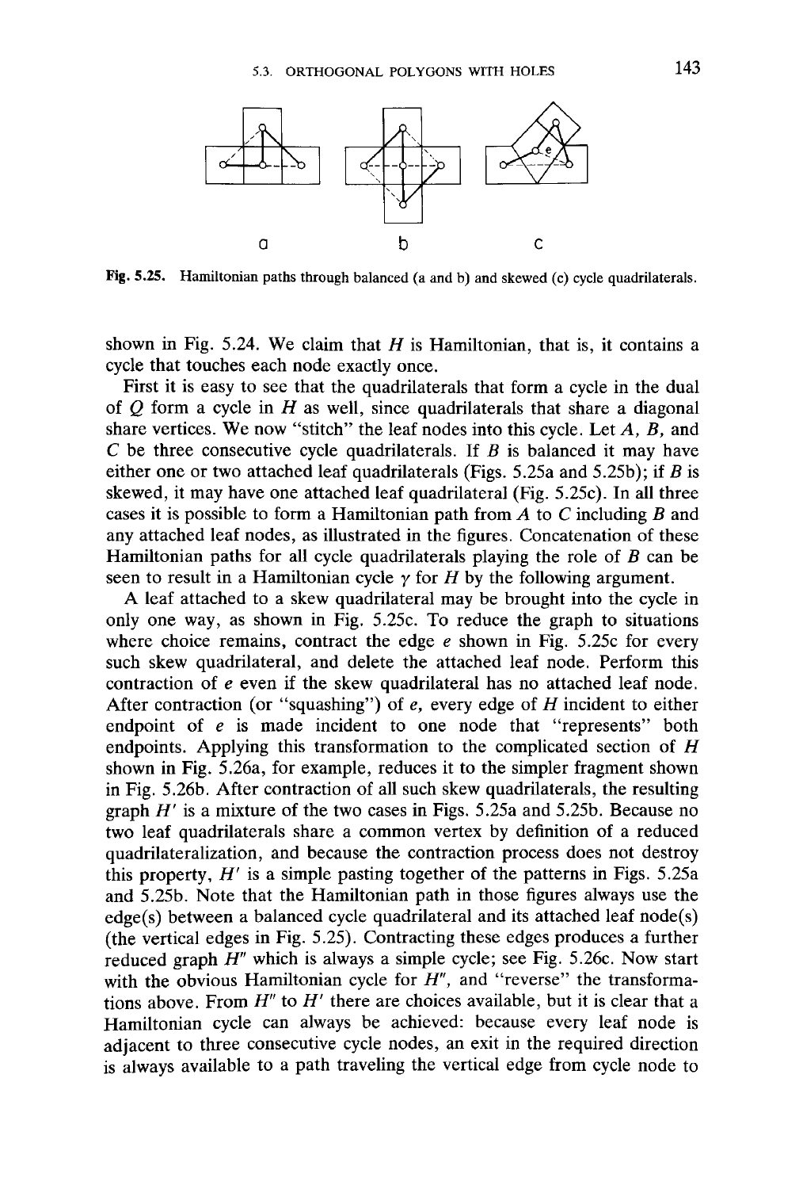Fig. 5.25. Hamiltonian paths through balanced (a and b) and skewed (c) cycle quadrilaterals.

shown in Fig. 5.24. We claim that $H$ is Hamiltonian, that is, it contains a cycle that touches each node exactly once.

First it is easy to see that the quadrilaterals that form a cycle in the dual of $Q$ form a cycle in $H$ as well, since quadrilaterals that share a diagonal share vertices. We now "stitch" the leaf nodes into this cycle. Let $A$, $B$, and $C$ be three consecutive cycle quadrilaterals. If $B$ is balanced it may have either one or two attached leaf quadrilaterals (Figs. 5.25a and 5.25b); if $B$ is skewed, it may have one attached leaf quadrilateral (Fig. 5.25c). In all three cases it is possible to form a Hamiltonian path from $A$ to $C$ including $B$ and any attached leaf nodes, as illustrated in the figures. Concatenation of these Hamiltonian paths for all cycle quadrilaterals playing the role of $B$ can be seen to result in a Hamiltonian cycle $\gamma$ for $H$ by the following argument.

A leaf attached to a skew quadrilateral may be brought into the cycle in only one way, as shown in Fig. 5.25c. To reduce the graph to situations where choice remains, contract the edge $e$ shown in Fig. 5.25c for every such skew quadrilateral, and delete the attached leaf node. Perform this contraction of $e$ even if the skew quadrilateral has no attached leaf node. After contraction (or "squashing") of $e$, every edge of $H$ incident to either endpoint of $e$ is made incident to one node that "represents" both endpoints. Applying this transformation to the complicated section of $H$ shown in Fig. 5.26a, for example, reduces it to the simpler fragment shown in Fig. 5.26b. After contraction of all such skew quadrilaterals, the resulting graph $H'$ is a mixture of the two cases in Figs. 5.25a and 5.25b. Because no two leaf quadrilaterals share a common vertex by definition of a reduced quadrilateralization, and because the contraction process does not destroy this property, $H'$ is a simple pasting together of the patterns in Figs. 5.25a and 5.25b. Note that the Hamiltonian path in those figures always use the edge(s) between a balanced cycle quadrilateral and its attached leaf node(s) (the vertical edges in Fig. 5.25). Contracting these edges produces a further reduced graph $H''$ which is always a simple cycle; see Fig. 5.26c. Now start with the obvious Hamiltonian cycle for $H''$, and "reverse" the transformations above. From $H''$ to $H'$ there are choices available, but it is clear that a Hamiltonian cycle can always be achieved: because every leaf node is adjacent to three consecutive cycle nodes, an exit in the required direction is always available to a path traveling the vertical edge from cycle node to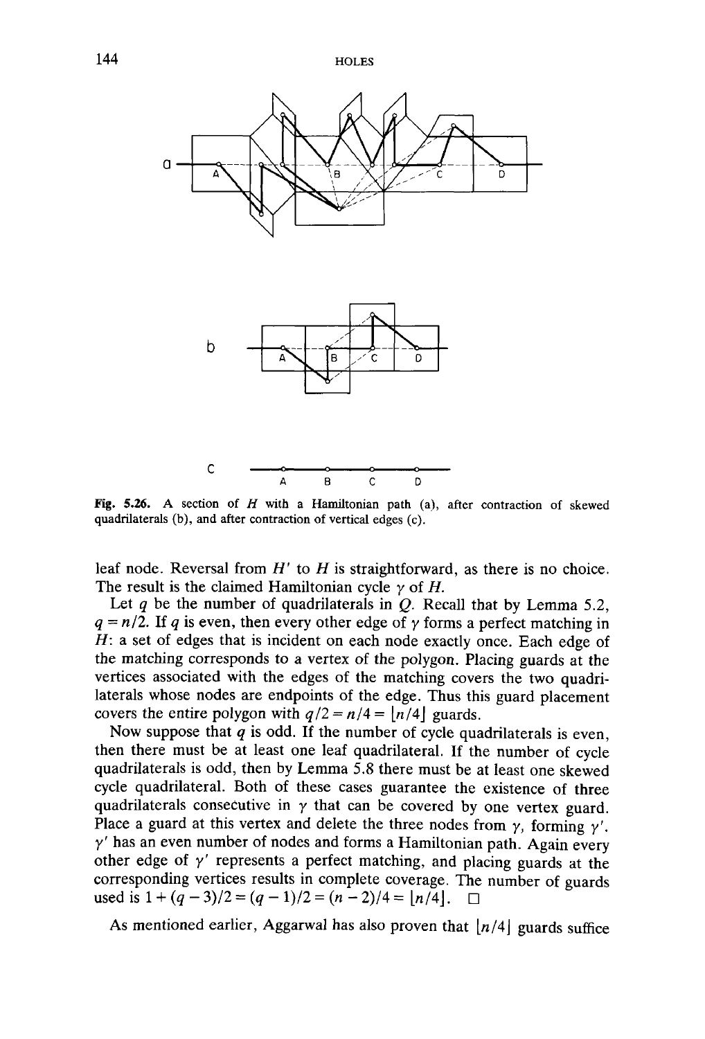Fig. 5.26. A section of $H$ with a Hamiltonian path (a), after contraction of skewed quadrilaterals (b), and after contraction of vertical edges (c).

leaf node. Reversal from $H'$ to $H$ is straightforward, as there is no choice. The result is the claimed Hamiltonian cycle $\gamma$ of $H$.

Let $q$ be the number of quadrilaterals in $Q$. Recall that by Lemma 5.2, $q = n/2$. If $q$ is even, then every other edge of $\gamma$ forms a perfect matching in $H$: a set of edges that is incident on each node exactly once. Each edge of the matching corresponds to a vertex of the polygon. Placing guards at the vertices associated with the edges of the matching covers the two quadrilaterals whose nodes are endpoints of the edge. Thus this guard placement covers the entire polygon with $q/2 = n/4 = \lfloor n/4 \rfloor$ guards.

Now suppose that $q$ is odd. If the number of cycle quadrilaterals is even, then there must be at least one leaf quadrilateral. If the number of cycle quadrilaterals is odd, then by Lemma 5.8 there must be at least one skewed cycle quadrilateral. Both of these cases guarantee the existence of three quadrilaterals consecutive in $\gamma$ that can be covered by one vertex guard. Place a guard at this vertex and delete the three nodes from $\gamma$, forming $\gamma'$. $\gamma'$ has an even number of nodes and forms a Hamiltonian path. Again every other edge of $\gamma'$ represents a perfect matching, and placing guards at the corresponding vertices results in complete coverage. The number of guards used is $1 + (q-3)/2 = (q-1)/2 = (n-2)/4 = \lfloor n/4 \rfloor$. $\square$

As mentioned earlier, Aggarwal has also proven that $\lfloor n/4 \rfloor$ guards suffice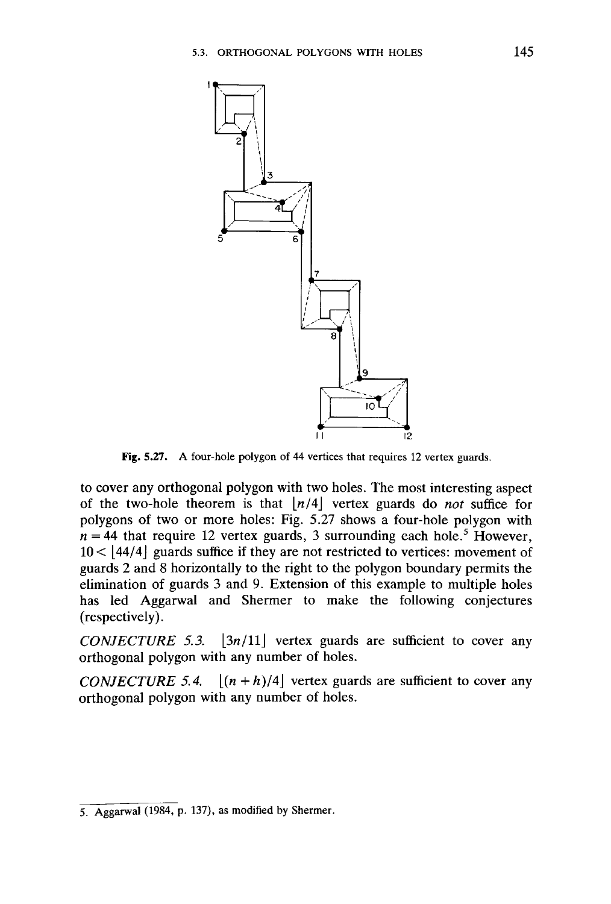1
2
3
4
5
6
7
8
9
10
11
12

**Fig. 5.27.** A four-hole polygon of 44 vertices that requires 12 vertex guards.

to cover any orthogonal polygon with two holes. The most interesting aspect of the two-hole theorem is that $\lfloor n/4 \rfloor$ vertex guards do *not* suffice for polygons of two or more holes: Fig. 5.27 shows a four-hole polygon with $n = 44$ that require 12 vertex guards, 3 surrounding each hole.[5] However, $10 < \lfloor 44/4 \rfloor$ guards suffice if they are not restricted to vertices: movement of guards 2 and 8 horizontally to the right to the polygon boundary permits the elimination of guards 3 and 9. Extension of this example to multiple holes has led Aggarwal and Shermer to make the following conjectures (respectively).

*CONJECTURE 5.3.* $\lfloor 3n/11 \rfloor$ vertex guards are sufficient to cover any orthogonal polygon with any number of holes.

*CONJECTURE 5.4.* $\lfloor (n+h)/4 \rfloor$ vertex guards are sufficient to cover any orthogonal polygon with any number of holes.

---

5. Aggarwal (1984, p. 137), as modified by Shermer.